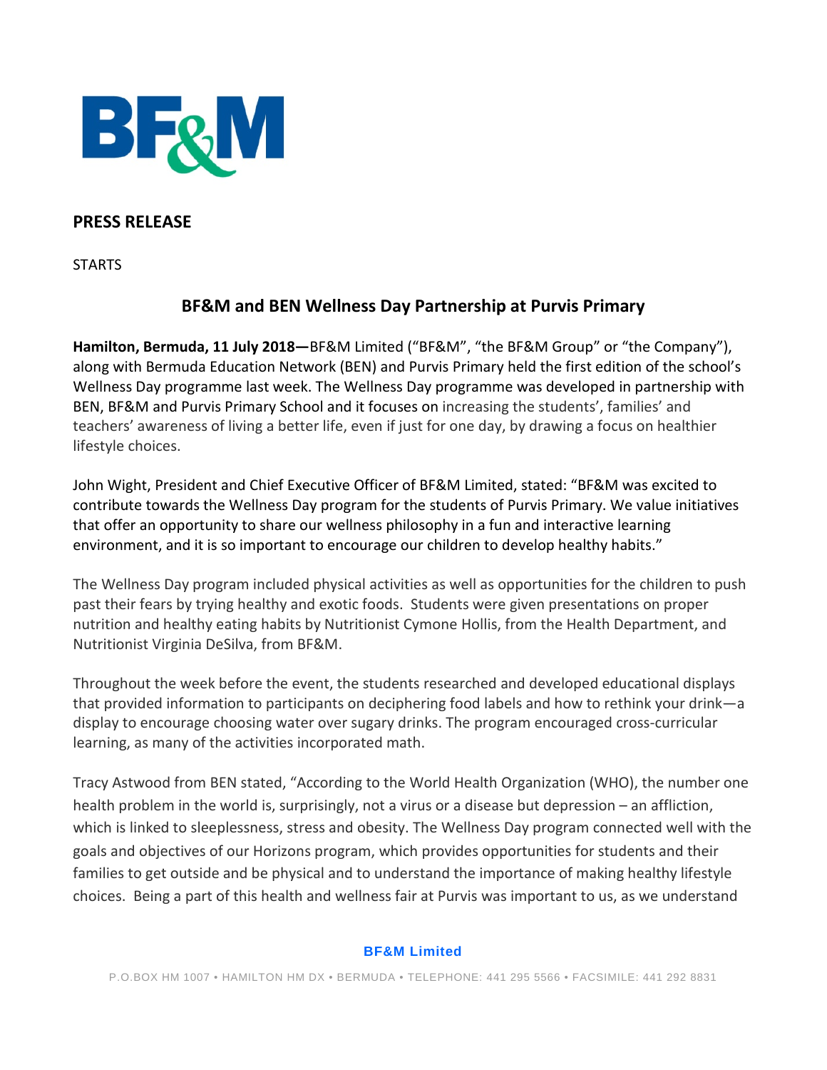**PRESS RELEASE**

STARTS

## BF&M and BEN Wellness Day Partnership at Purvis Primary

**Hamilton, Bermuda, 11 July 2018—**BF&M Limited ("BF&M", "the BF&M Group" or "the Company"), along with Bermuda Education Network (BEN) and Purvis Primary held the first edition of the school's Wellness Day programme last week. The Wellness Day programme was developed in partnership with BEN, BF&M and Purvis Primary School and it focuses on increasing the students', families' and teachers' awareness of living a better life, even if just for one day, by drawing a focus on healthier lifestyle choices.

John Wight, President and Chief Executive Officer of BF&M Limited, stated: "BF&M was excited to contribute towards the Wellness Day program for the students of Purvis Primary. We value initiatives that offer an opportunity to share our wellness philosophy in a fun and interactive learning environment, and it is so important to encourage our children to develop healthy habits."

The Wellness Day program included physical activities as well as opportunities for the children to push past their fears by trying healthy and exotic foods. Students were given presentations on proper nutrition and healthy eating habits by Nutritionist Cymone Hollis, from the Health Department, and Nutritionist Virginia DeSilva, from BF&M.

Throughout the week before the event, the students researched and developed educational displays that provided information to participants on deciphering food labels and how to rethink your drink—a display to encourage choosing water over sugary drinks. The program encouraged cross-curricular learning, as many of the activities incorporated math.

Tracy Astwood from BEN stated, "According to the World Health Organization (WHO), the number one health problem in the world is, surprisingly, not a virus or a disease but depression – an affliction, which is linked to sleeplessness, stress and obesity. The Wellness Day program connected well with the goals and objectives of our Horizons program, which provides opportunities for students and their families to get outside and be physical and to understand the importance of making healthy lifestyle choices. Being a part of this health and wellness fair at Purvis was important to us, as we understand

**BF&M Limited**

P.O.BOX HM 1007 • HAMILTON HM DX • BERMUDA • TELEPHONE: 441 295 5566 • FACSIMILE: 441 292 8831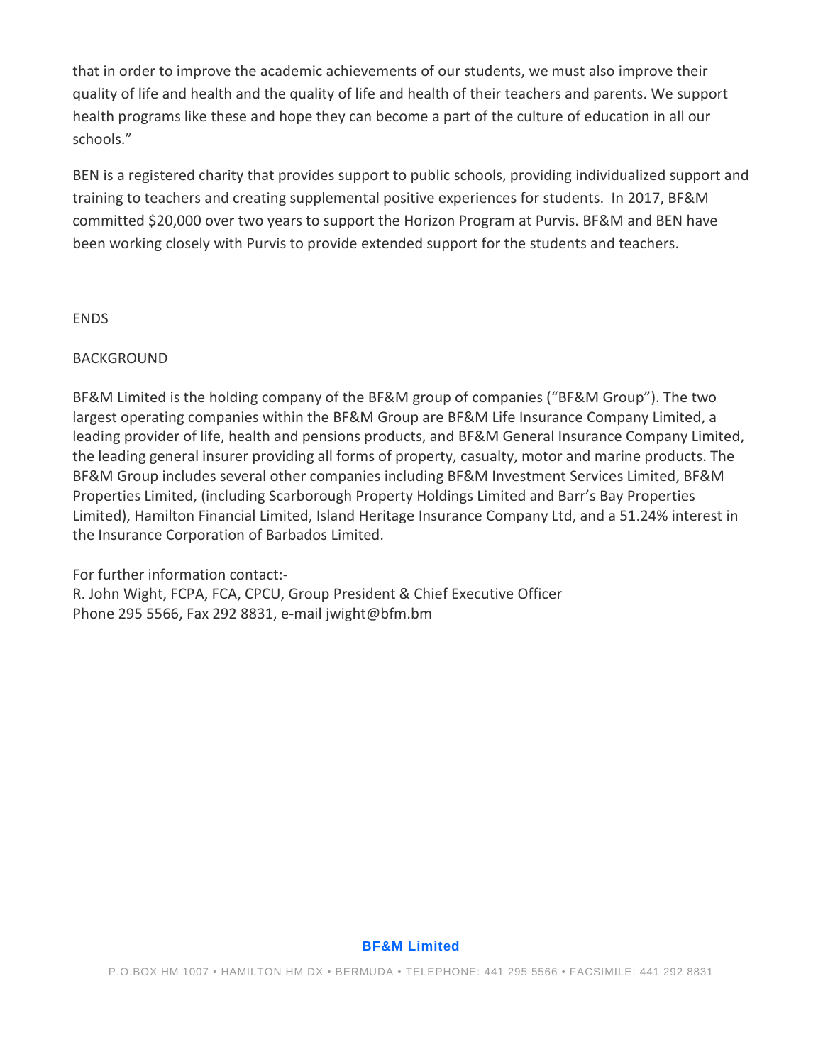that in order to improve the academic achievements of our students, we must also improve their quality of life and health and the quality of life and health of their teachers and parents. We support health programs like these and hope they can become a part of the culture of education in all our schools."

BEN is a registered charity that provides support to public schools, providing individualized support and training to teachers and creating supplemental positive experiences for students. In 2017, BF&M committed $20,000 over two years to support the Horizon Program at Purvis. BF&M and BEN have been working closely with Purvis to provide extended support for the students and teachers.

ENDS

BACKGROUND

BF&M Limited is the holding company of the BF&M group of companies ("BF&M Group"). The two largest operating companies within the BF&M Group are BF&M Life Insurance Company Limited, a leading provider of life, health and pensions products, and BF&M General Insurance Company Limited, the leading general insurer providing all forms of property, casualty, motor and marine products. The BF&M Group includes several other companies including BF&M Investment Services Limited, BF&M Properties Limited, (including Scarborough Property Holdings Limited and Barr's Bay Properties Limited), Hamilton Financial Limited, Island Heritage Insurance Company Ltd, and a 51.24% interest in the Insurance Corporation of Barbados Limited.

For further information contact:-
R. John Wight, FCPA, FCA, CPCU, Group President & Chief Executive Officer
Phone 295 5566, Fax 292 8831, e-mail jwight@bfm.bm

**BF&M Limited**

P.O.BOX HM 1007 • HAMILTON HM DX • BERMUDA • TELEPHONE: 441 295 5566 • FACSIMILE: 441 292 8831